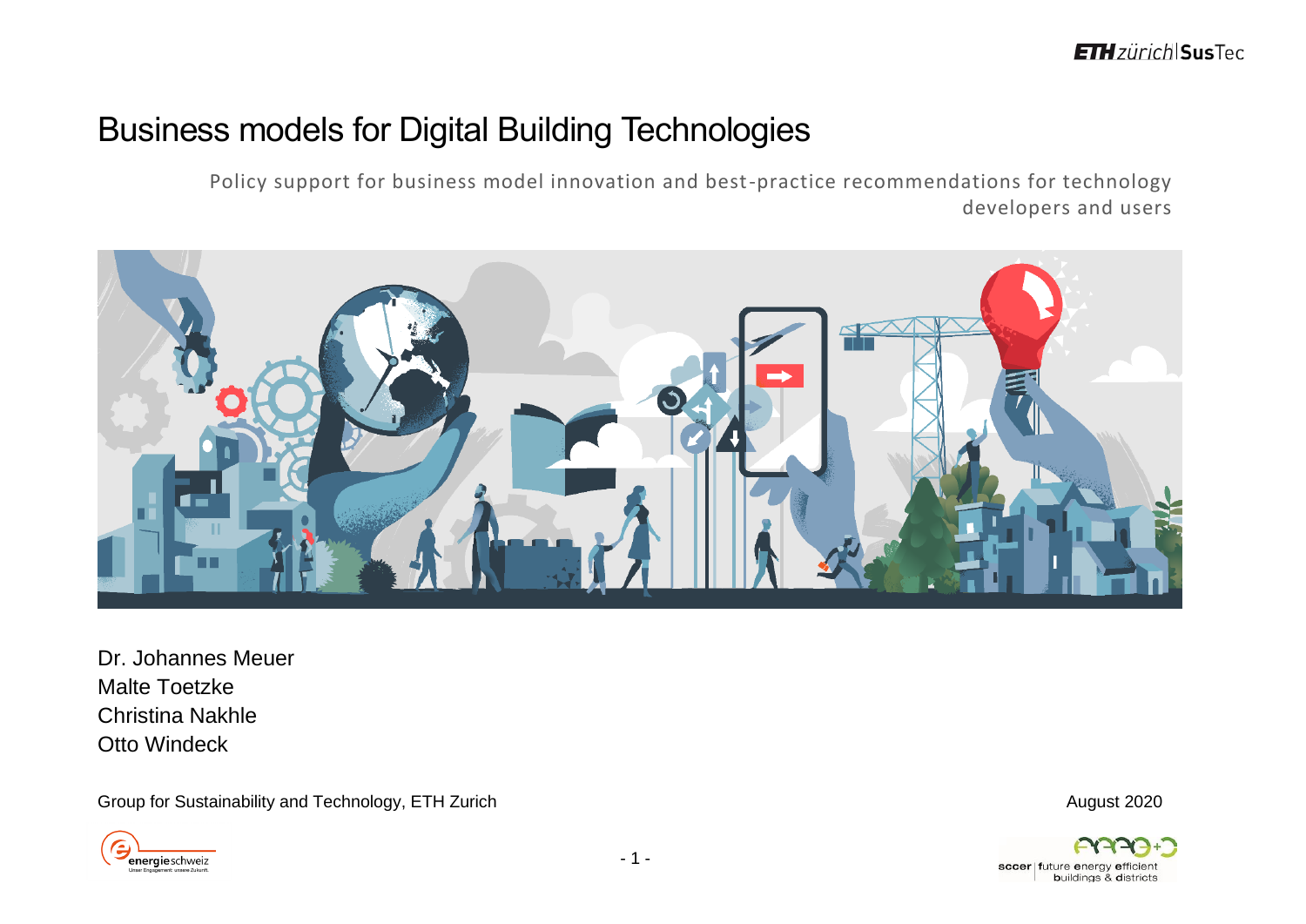# Business models for Digital Building Technologies

Policy support for business model innovation and best-practice recommendations for technology developers and users

Dr. Johannes Meuer
Malte Toetzke
Christina Nakhle
Otto Windeck

Group for Sustainability and Technology, ETH Zurich

August 2020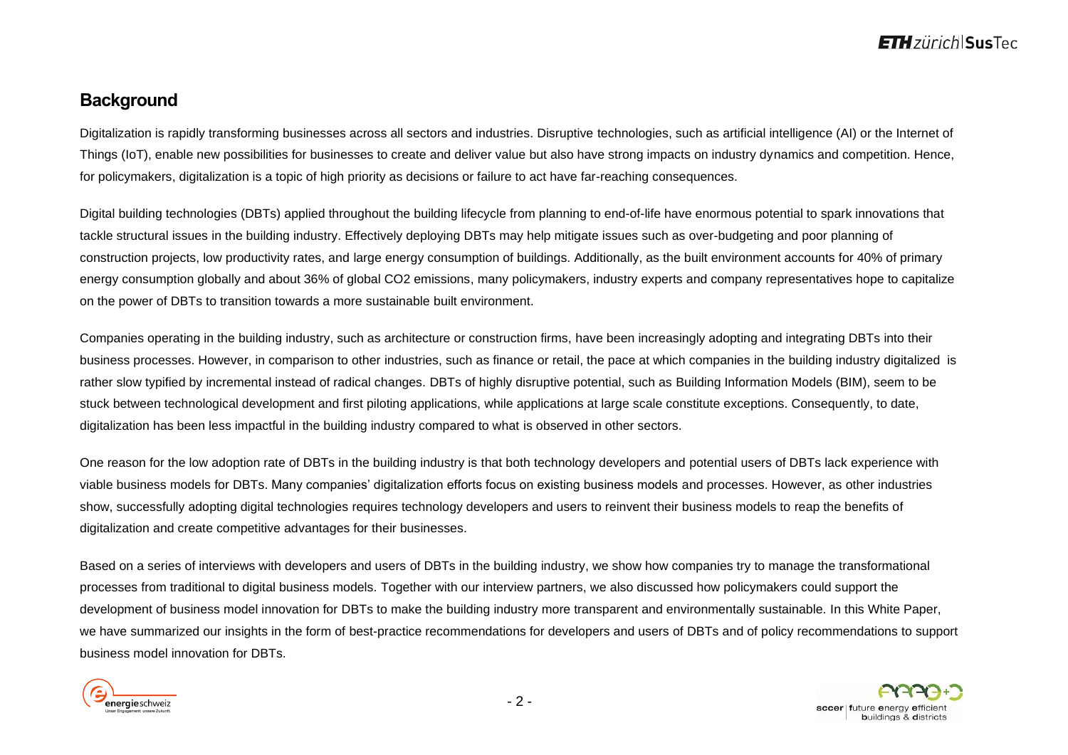## Background

Digitalization is rapidly transforming businesses across all sectors and industries. Disruptive technologies, such as artificial intelligence (AI) or the Internet of Things (IoT), enable new possibilities for businesses to create and deliver value but also have strong impacts on industry dynamics and competition. Hence, for policymakers, digitalization is a topic of high priority as decisions or failure to act have far-reaching consequences.

Digital building technologies (DBTs) applied throughout the building lifecycle from planning to end-of-life have enormous potential to spark innovations that tackle structural issues in the building industry. Effectively deploying DBTs may help mitigate issues such as over-budgeting and poor planning of construction projects, low productivity rates, and large energy consumption of buildings. Additionally, as the built environment accounts for 40% of primary energy consumption globally and about 36% of global $CO_2$ emissions, many policymakers, industry experts and company representatives hope to capitalize on the power of DBTs to transition towards a more sustainable built environment.

Companies operating in the building industry, such as architecture or construction firms, have been increasingly adopting and integrating DBTs into their business processes. However, in comparison to other industries, such as finance or retail, the pace at which companies in the building industry digitalized is rather slow typified by incremental instead of radical changes. DBTs of highly disruptive potential, such as Building Information Models (BIM), seem to be stuck between technological development and first piloting applications, while applications at large scale constitute exceptions. Consequently, to date, digitalization has been less impactful in the building industry compared to what is observed in other sectors.

One reason for the low adoption rate of DBTs in the building industry is that both technology developers and potential users of DBTs lack experience with viable business models for DBTs. Many companies' digitalization efforts focus on existing business models and processes. However, as other industries show, successfully adopting digital technologies requires technology developers and users to reinvent their business models to reap the benefits of digitalization and create competitive advantages for their businesses.

Based on a series of interviews with developers and users of DBTs in the building industry, we show how companies try to manage the transformational processes from traditional to digital business models. Together with our interview partners, we also discussed how policymakers could support the development of business model innovation for DBTs to make the building industry more transparent and environmentally sustainable. In this White Paper, we have summarized our insights in the form of best-practice recommendations for developers and users of DBTs and of policy recommendations to support business model innovation for DBTs.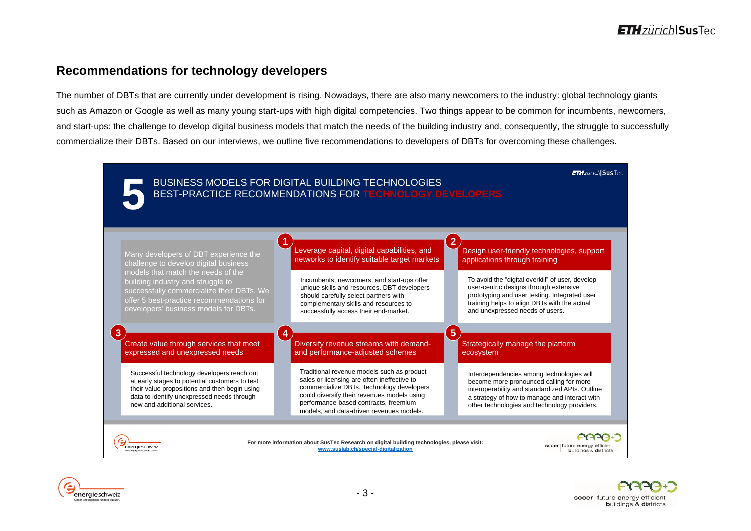## Recommendations for technology developers

The number of DBTs that are currently under development is rising. Nowadays, there are also many newcomers to the industry: global technology giants such as Amazon or Google as well as many young start-ups with high digital competencies. Two things appear to be common for incumbents, newcomers, and start-ups: the challenge to develop digital business models that match the needs of the building industry and, consequently, the struggle to successfully commercialize their DBTs. Based on our interviews, we outline five recommendations to developers of DBTs for overcoming these challenges.

### 5 BUSINESS MODELS FOR DIGITAL BUILDING TECHNOLOGIES
### BEST-PRACTICE RECOMMENDATIONS FOR TECHNOLOGY DEVELOPERS

Many developers of DBT experience the challenge to develop digital business models that match the needs of the building industry and struggle to successfully commercialize their DBTs. We offer 5 best-practice recommendations for developers' business models for DBTs.

**1 Leverage capital, digital capabilities, and networks to identify suitable target markets**

Incumbents, newcomers, and start-ups offer unique skills and resources. DBT developers should carefully select partners with complementary skills and resources to successfully access their end-market.

**2 Design user-friendly technologies, support applications through training**

To avoid the "digital overkill" of user, develop user-centric designs through extensive prototyping and user testing. Integrated user training helps to align DBTs with the actual and unexpressed needs of users.

**3 Create value through services that meet expressed and unexpressed needs**

Successful technology developers reach out at early stages to potential customers to test their value propositions and then begin using data to identify unexpressed needs through new and additional services.

**4 Diversify revenue streams with demand- and performance-adjusted schemes**

Traditional revenue models such as product sales or licensing are often ineffective to commercialize DBTs. Technology developers could diversify their revenues models using performance-based contracts, freemium models, and data-driven revenues models.

**5 Strategically manage the platform ecosystem**

Interdependencies among technologies will become more pronounced calling for more interoperability and standardized APIs. Outline a strategy of how to manage and interact with other technologies and technology providers.

For more information about SusTec Research on digital building technologies, please visit: www.suslab.ch/special-digitalization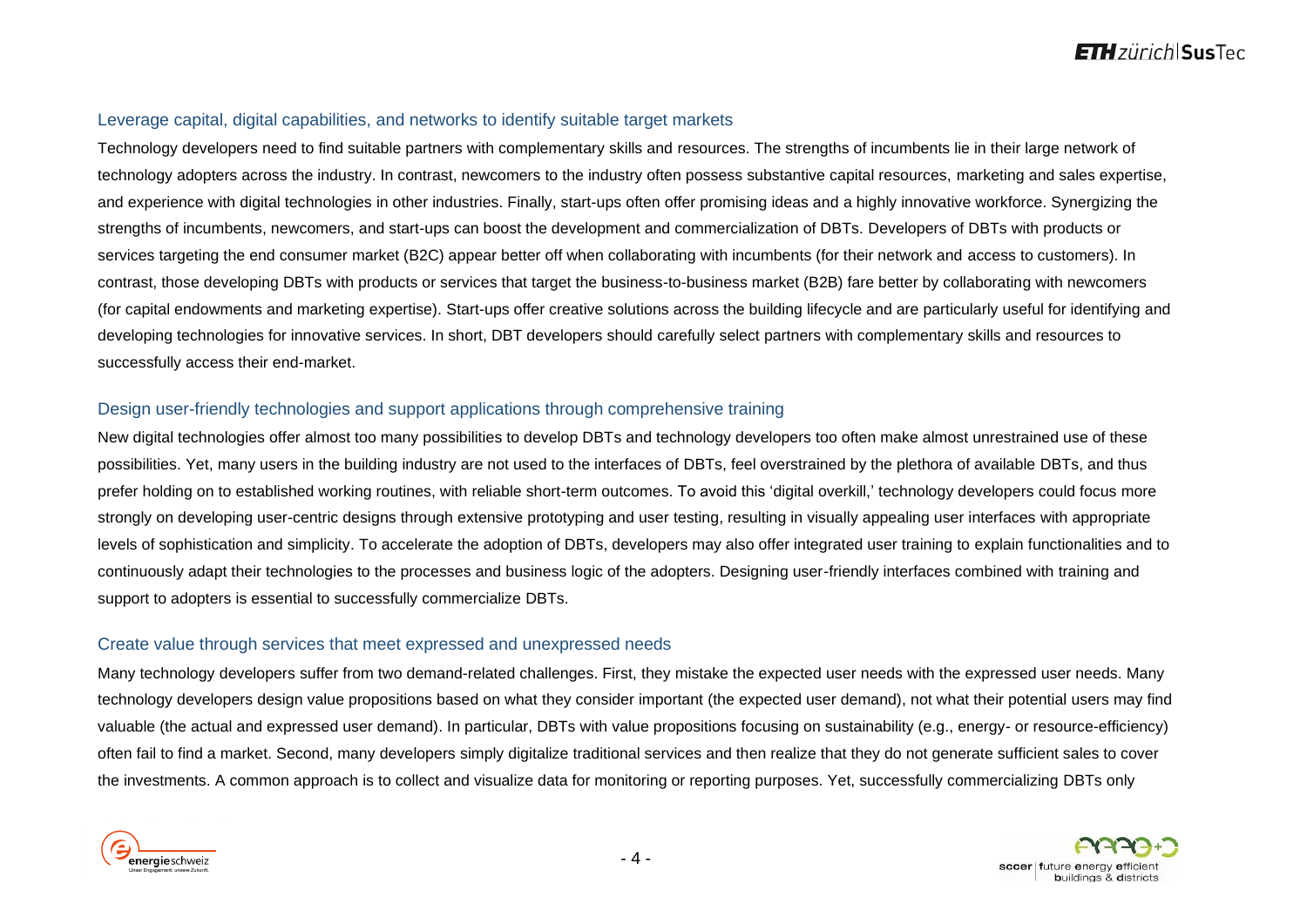### Leverage capital, digital capabilities, and networks to identify suitable target markets

Technology developers need to find suitable partners with complementary skills and resources. The strengths of incumbents lie in their large network of technology adopters across the industry. In contrast, newcomers to the industry often possess substantive capital resources, marketing and sales expertise, and experience with digital technologies in other industries. Finally, start-ups often offer promising ideas and a highly innovative workforce. Synergizing the strengths of incumbents, newcomers, and start-ups can boost the development and commercialization of DBTs. Developers of DBTs with products or services targeting the end consumer market (B2C) appear better off when collaborating with incumbents (for their network and access to customers). In contrast, those developing DBTs with products or services that target the business-to-business market (B2B) fare better by collaborating with newcomers (for capital endowments and marketing expertise). Start-ups offer creative solutions across the building lifecycle and are particularly useful for identifying and developing technologies for innovative services. In short, DBT developers should carefully select partners with complementary skills and resources to successfully access their end-market.

### Design user-friendly technologies and support applications through comprehensive training

New digital technologies offer almost too many possibilities to develop DBTs and technology developers too often make almost unrestrained use of these possibilities. Yet, many users in the building industry are not used to the interfaces of DBTs, feel overstrained by the plethora of available DBTs, and thus prefer holding on to established working routines, with reliable short-term outcomes. To avoid this 'digital overkill,' technology developers could focus more strongly on developing user-centric designs through extensive prototyping and user testing, resulting in visually appealing user interfaces with appropriate levels of sophistication and simplicity. To accelerate the adoption of DBTs, developers may also offer integrated user training to explain functionalities and to continuously adapt their technologies to the processes and business logic of the adopters. Designing user-friendly interfaces combined with training and support to adopters is essential to successfully commercialize DBTs.

### Create value through services that meet expressed and unexpressed needs

Many technology developers suffer from two demand-related challenges. First, they mistake the expected user needs with the expressed user needs. Many technology developers design value propositions based on what they consider important (the expected user demand), not what their potential users may find valuable (the actual and expressed user demand). In particular, DBTs with value propositions focusing on sustainability (e.g., energy- or resource-efficiency) often fail to find a market. Second, many developers simply digitalize traditional services and then realize that they do not generate sufficient sales to cover the investments. A common approach is to collect and visualize data for monitoring or reporting purposes. Yet, successfully commercializing DBTs only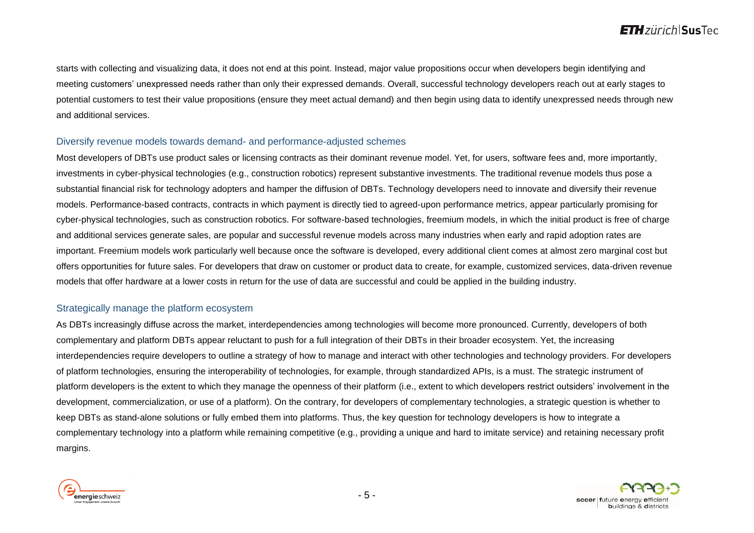starts with collecting and visualizing data, it does not end at this point. Instead, major value propositions occur when developers begin identifying and meeting customers' unexpressed needs rather than only their expressed demands. Overall, successful technology developers reach out at early stages to potential customers to test their value propositions (ensure they meet actual demand) and then begin using data to identify unexpressed needs through new and additional services.

## Diversify revenue models towards demand- and performance-adjusted schemes

Most developers of DBTs use product sales or licensing contracts as their dominant revenue model. Yet, for users, software fees and, more importantly, investments in cyber-physical technologies (e.g., construction robotics) represent substantive investments. The traditional revenue models thus pose a substantial financial risk for technology adopters and hamper the diffusion of DBTs. Technology developers need to innovate and diversify their revenue models. Performance-based contracts, contracts in which payment is directly tied to agreed-upon performance metrics, appear particularly promising for cyber-physical technologies, such as construction robotics. For software-based technologies, freemium models, in which the initial product is free of charge and additional services generate sales, are popular and successful revenue models across many industries when early and rapid adoption rates are important. Freemium models work particularly well because once the software is developed, every additional client comes at almost zero marginal cost but offers opportunities for future sales. For developers that draw on customer or product data to create, for example, customized services, data-driven revenue models that offer hardware at a lower costs in return for the use of data are successful and could be applied in the building industry.

## Strategically manage the platform ecosystem

As DBTs increasingly diffuse across the market, interdependencies among technologies will become more pronounced. Currently, developers of both complementary and platform DBTs appear reluctant to push for a full integration of their DBTs in their broader ecosystem. Yet, the increasing interdependencies require developers to outline a strategy of how to manage and interact with other technologies and technology providers. For developers of platform technologies, ensuring the interoperability of technologies, for example, through standardized APIs, is a must. The strategic instrument of platform developers is the extent to which they manage the openness of their platform (i.e., extent to which developers restrict outsiders' involvement in the development, commercialization, or use of a platform). On the contrary, for developers of complementary technologies, a strategic question is whether to keep DBTs as stand-alone solutions or fully embed them into platforms. Thus, the key question for technology developers is how to integrate a complementary technology into a platform while remaining competitive (e.g., providing a unique and hard to imitate service) and retaining necessary profit margins.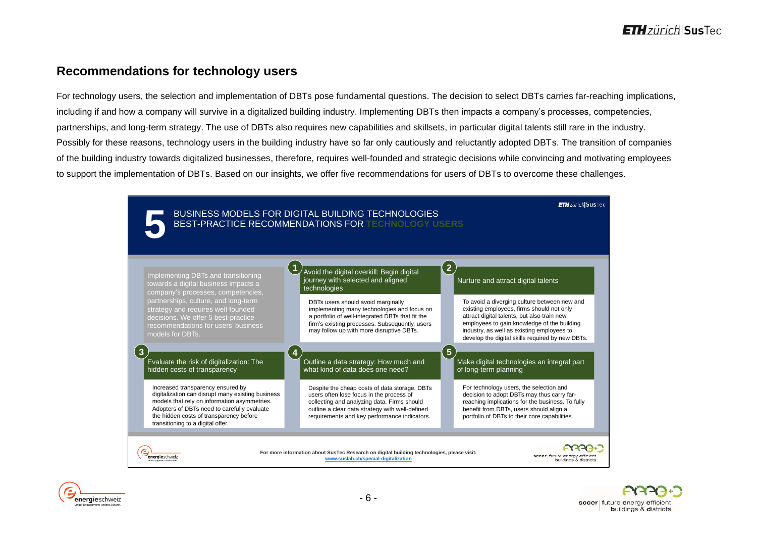## Recommendations for technology users

For technology users, the selection and implementation of DBTs pose fundamental questions. The decision to select DBTs carries far-reaching implications, including if and how a company will survive in a digitalized building industry. Implementing DBTs then impacts a company's processes, competencies, partnerships, and long-term strategy. The use of DBTs also requires new capabilities and skillsets, in particular digital talents still rare in the industry. Possibly for these reasons, technology users in the building industry have so far only cautiously and reluctantly adopted DBTs. The transition of companies of the building industry towards digitalized businesses, therefore, requires well-founded and strategic decisions while convincing and motivating employees to support the implementation of DBTs. Based on our insights, we offer five recommendations for users of DBTs to overcome these challenges.

### 5 BUSINESS MODELS FOR DIGITAL BUILDING TECHNOLOGIES — BEST-PRACTICE RECOMMENDATIONS FOR TECHNOLOGY USERS

Implementing DBTs and transitioning towards a digital business impacts a company's processes, competencies, partnerships, culture, and long-term strategy and requires well-founded decisions. We offer 5 best-practice recommendations for users' business models for DBTs.

**1. Avoid the digital overkill: Begin digital journey with selected and aligned technologies**

DBTs users should avoid marginally implementing many technologies and focus on a portfolio of well-integrated DBTs that fit the firm's existing processes. Subsequently, users may follow up with more disruptive DBTs.

**2. Nurture and attract digital talents**

To avoid a diverging culture between new and existing employees, firms should not only attract digital talents, but also train new employees to gain knowledge of the building industry, as well as existing employees to develop the digital skills required by new DBTs.

**3. Evaluate the risk of digitalization: The hidden costs of transparency**

Increased transparency ensured by digitalization can disrupt many existing business models that rely on information asymmetries. Adopters of DBTs need to carefully evaluate the hidden costs of transparency before transitioning to a digital offer.

**4. Outline a data strategy: How much and what kind of data does one need?**

Despite the cheap costs of data storage, DBTs users often lose focus in the process of collecting and analyzing data. Firms should outline a clear data strategy with well-defined requirements and key performance indicators.

**5. Make digital technologies an integral part of long-term planning**

For technology users, the selection and decision to adopt DBTs may thus carry far-reaching implications for the business. To fully benefit from DBTs, users should align a portfolio of DBTs to their core capabilities.

**For more information about SusTec Research on digital building technologies, please visit:** www.suslab.ch/special-digitalization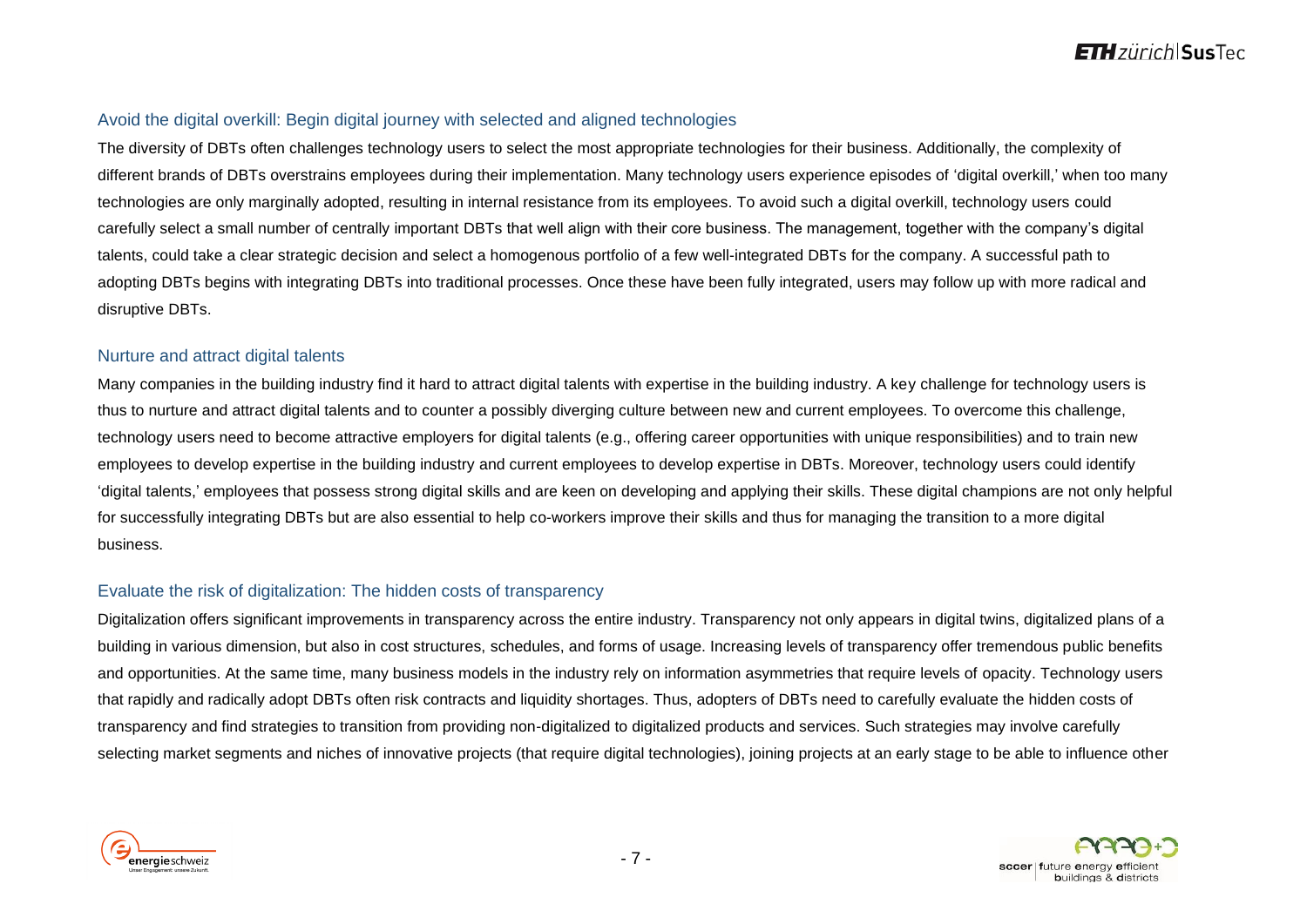## Avoid the digital overkill: Begin digital journey with selected and aligned technologies

The diversity of DBTs often challenges technology users to select the most appropriate technologies for their business. Additionally, the complexity of different brands of DBTs overstrains employees during their implementation. Many technology users experience episodes of 'digital overkill,' when too many technologies are only marginally adopted, resulting in internal resistance from its employees. To avoid such a digital overkill, technology users could carefully select a small number of centrally important DBTs that well align with their core business. The management, together with the company's digital talents, could take a clear strategic decision and select a homogenous portfolio of a few well-integrated DBTs for the company. A successful path to adopting DBTs begins with integrating DBTs into traditional processes. Once these have been fully integrated, users may follow up with more radical and disruptive DBTs.

## Nurture and attract digital talents

Many companies in the building industry find it hard to attract digital talents with expertise in the building industry. A key challenge for technology users is thus to nurture and attract digital talents and to counter a possibly diverging culture between new and current employees. To overcome this challenge, technology users need to become attractive employers for digital talents (e.g., offering career opportunities with unique responsibilities) and to train new employees to develop expertise in the building industry and current employees to develop expertise in DBTs. Moreover, technology users could identify 'digital talents,' employees that possess strong digital skills and are keen on developing and applying their skills. These digital champions are not only helpful for successfully integrating DBTs but are also essential to help co-workers improve their skills and thus for managing the transition to a more digital business.

## Evaluate the risk of digitalization: The hidden costs of transparency

Digitalization offers significant improvements in transparency across the entire industry. Transparency not only appears in digital twins, digitalized plans of a building in various dimension, but also in cost structures, schedules, and forms of usage. Increasing levels of transparency offer tremendous public benefits and opportunities. At the same time, many business models in the industry rely on information asymmetries that require levels of opacity. Technology users that rapidly and radically adopt DBTs often risk contracts and liquidity shortages. Thus, adopters of DBTs need to carefully evaluate the hidden costs of transparency and find strategies to transition from providing non-digitalized to digitalized products and services. Such strategies may involve carefully selecting market segments and niches of innovative projects (that require digital technologies), joining projects at an early stage to be able to influence other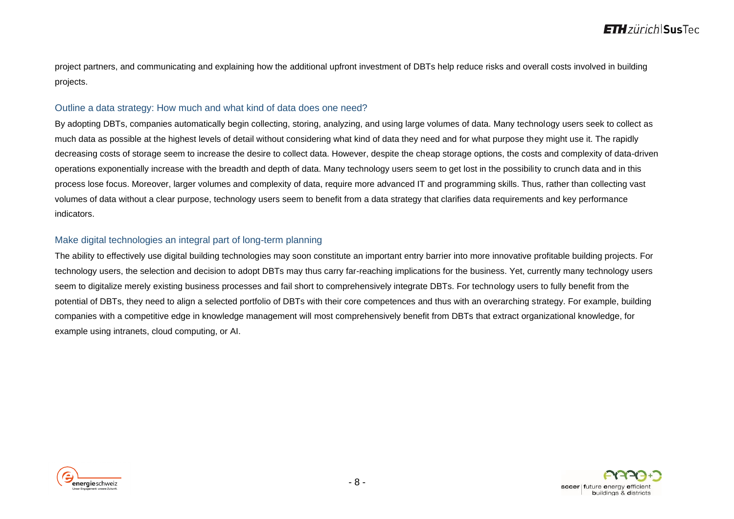project partners, and communicating and explaining how the additional upfront investment of DBTs help reduce risks and overall costs involved in building projects.

### Outline a data strategy: How much and what kind of data does one need?

By adopting DBTs, companies automatically begin collecting, storing, analyzing, and using large volumes of data. Many technology users seek to collect as much data as possible at the highest levels of detail without considering what kind of data they need and for what purpose they might use it. The rapidly decreasing costs of storage seem to increase the desire to collect data. However, despite the cheap storage options, the costs and complexity of data-driven operations exponentially increase with the breadth and depth of data. Many technology users seem to get lost in the possibility to crunch data and in this process lose focus. Moreover, larger volumes and complexity of data, require more advanced IT and programming skills. Thus, rather than collecting vast volumes of data without a clear purpose, technology users seem to benefit from a data strategy that clarifies data requirements and key performance indicators.

### Make digital technologies an integral part of long-term planning

The ability to effectively use digital building technologies may soon constitute an important entry barrier into more innovative profitable building projects. For technology users, the selection and decision to adopt DBTs may thus carry far-reaching implications for the business. Yet, currently many technology users seem to digitalize merely existing business processes and fail short to comprehensively integrate DBTs. For technology users to fully benefit from the potential of DBTs, they need to align a selected portfolio of DBTs with their core competences and thus with an overarching strategy. For example, building companies with a competitive edge in knowledge management will most comprehensively benefit from DBTs that extract organizational knowledge, for example using intranets, cloud computing, or AI.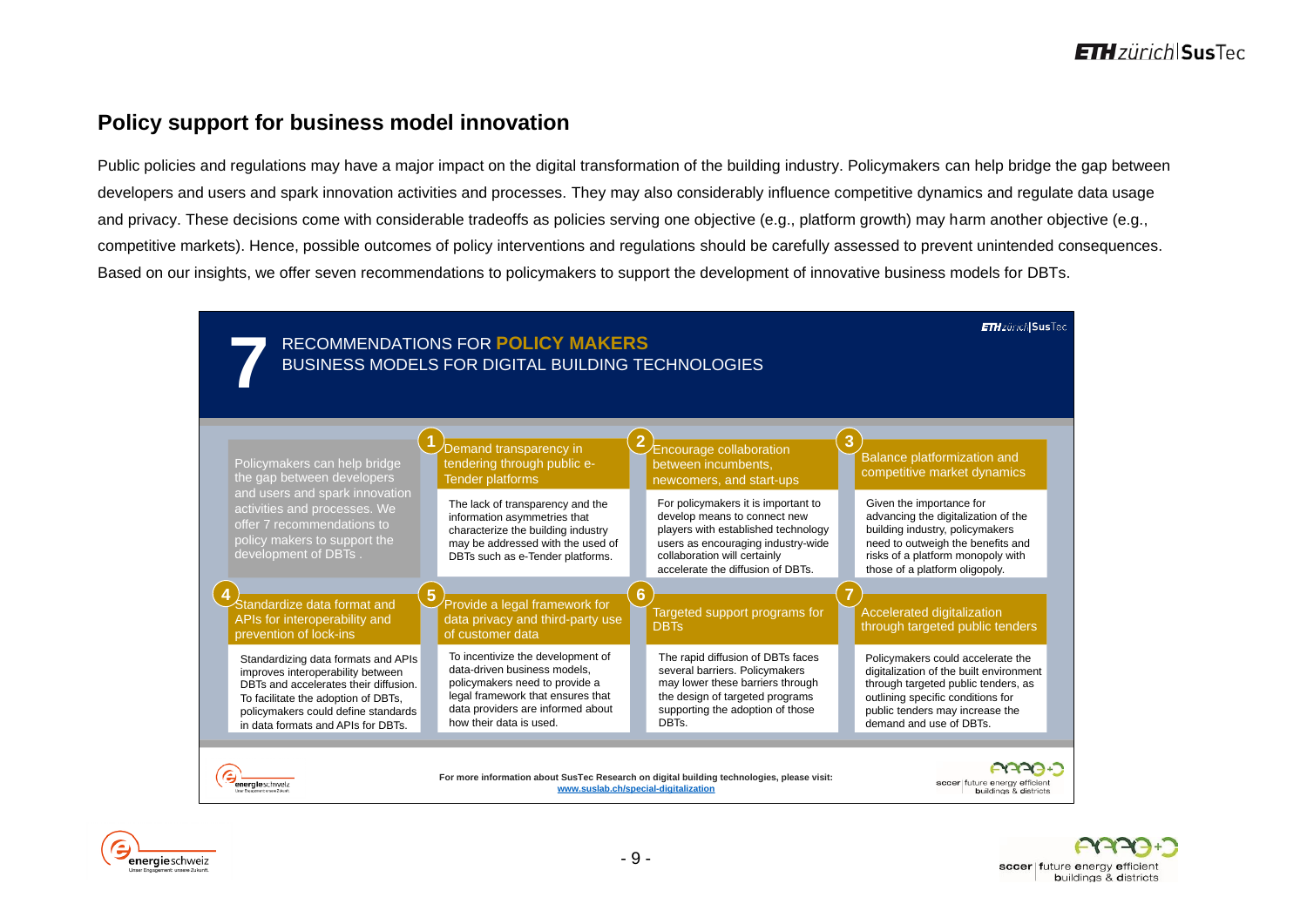## Policy support for business model innovation

Public policies and regulations may have a major impact on the digital transformation of the building industry. Policymakers can help bridge the gap between developers and users and spark innovation activities and processes. They may also considerably influence competitive dynamics and regulate data usage and privacy. These decisions come with considerable tradeoffs as policies serving one objective (e.g., platform growth) may harm another objective (e.g., competitive markets). Hence, possible outcomes of policy interventions and regulations should be carefully assessed to prevent unintended consequences. Based on our insights, we offer seven recommendations to policymakers to support the development of innovative business models for DBTs.

# 7 RECOMMENDATIONS FOR **POLICY MAKERS**
## BUSINESS MODELS FOR DIGITAL BUILDING TECHNOLOGIES

Policymakers can help bridge the gap between developers and users and spark innovation activities and processes. We offer 7 recommendations to policy makers to support the development of DBTs .

### 1 Demand transparency in tendering through public e-Tender platforms

The lack of transparency and the information asymmetries that characterize the building industry may be addressed with the used of DBTs such as e-Tender platforms.

### 2 Encourage collaboration between incumbents, newcomers, and start-ups

For policymakers it is important to develop means to connect new players with established technology users as encouraging industry-wide collaboration will certainly accelerate the diffusion of DBTs.

### 3 Balance platformization and competitive market dynamics

Given the importance for advancing the digitalization of the building industry, policymakers need to outweigh the benefits and risks of a platform monopoly with those of a platform oligopoly.

### 4 Standardize data format and APIs for interoperability and prevention of lock-ins

Standardizing data formats and APIs improves interoperability between DBTs and accelerates their diffusion. To facilitate the adoption of DBTs, policymakers could define standards in data formats and APIs for DBTs.

### 5 Provide a legal framework for data privacy and third-party use of customer data

To incentivize the development of data-driven business models, policymakers need to provide a legal framework that ensures that data providers are informed about how their data is used.

### 6 Targeted support programs for DBTs

The rapid diffusion of DBTs faces several barriers. Policymakers may lower these barriers through the design of targeted programs supporting the adoption of those DBTs.

### 7 Accelerated digitalization through targeted public tenders

Policymakers could accelerate the digitalization of the built environment through targeted public tenders, as outlining specific conditions for public tenders may increase the demand and use of DBTs.

For more information about SusTec Research on digital building technologies, please visit: www.suslab.ch/special-digitalization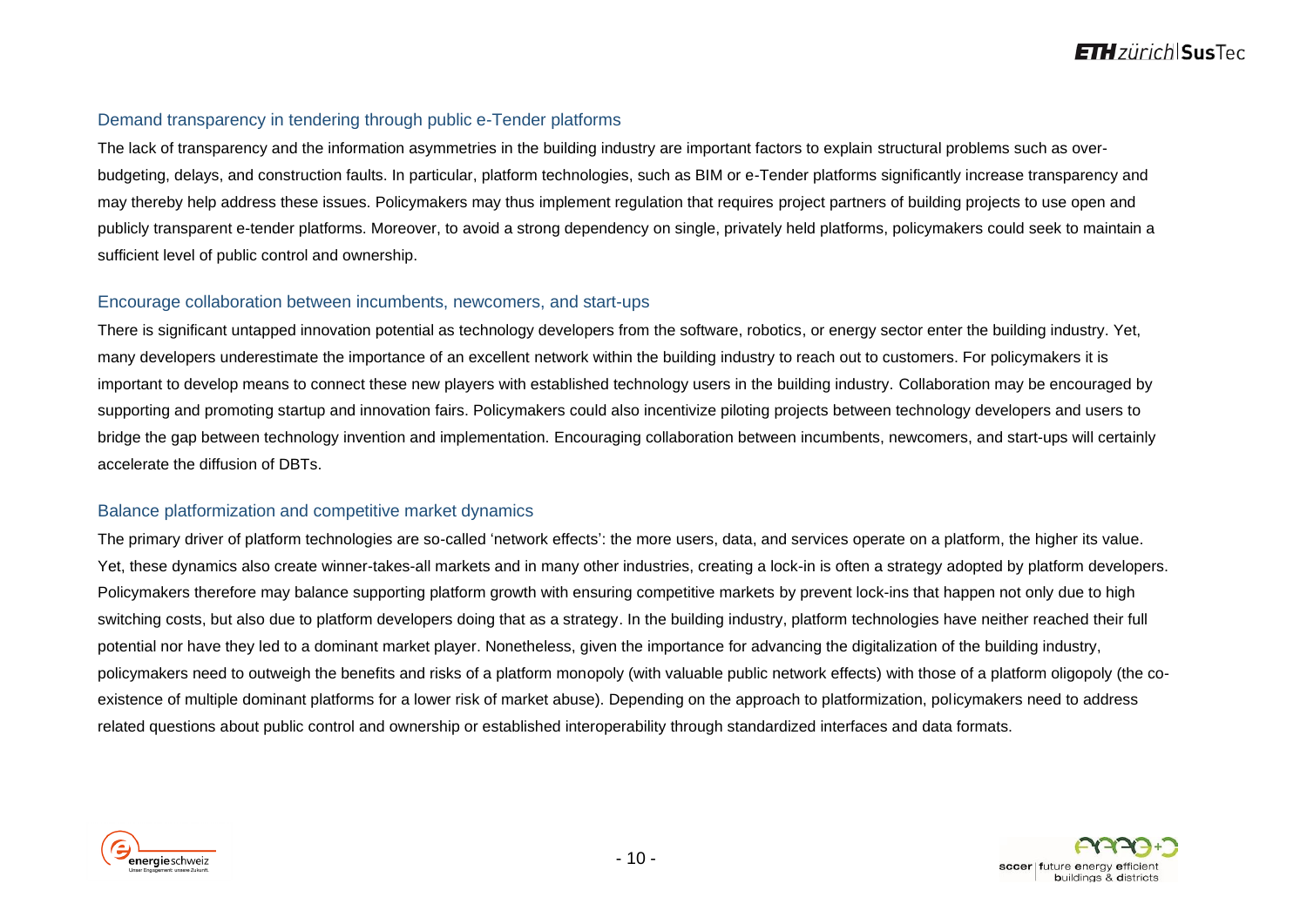### Demand transparency in tendering through public e-Tender platforms

The lack of transparency and the information asymmetries in the building industry are important factors to explain structural problems such as over-budgeting, delays, and construction faults. In particular, platform technologies, such as BIM or e-Tender platforms significantly increase transparency and may thereby help address these issues. Policymakers may thus implement regulation that requires project partners of building projects to use open and publicly transparent e-tender platforms. Moreover, to avoid a strong dependency on single, privately held platforms, policymakers could seek to maintain a sufficient level of public control and ownership.

### Encourage collaboration between incumbents, newcomers, and start-ups

There is significant untapped innovation potential as technology developers from the software, robotics, or energy sector enter the building industry. Yet, many developers underestimate the importance of an excellent network within the building industry to reach out to customers. For policymakers it is important to develop means to connect these new players with established technology users in the building industry. Collaboration may be encouraged by supporting and promoting startup and innovation fairs. Policymakers could also incentivize piloting projects between technology developers and users to bridge the gap between technology invention and implementation. Encouraging collaboration between incumbents, newcomers, and start-ups will certainly accelerate the diffusion of DBTs.

### Balance platformization and competitive market dynamics

The primary driver of platform technologies are so-called 'network effects': the more users, data, and services operate on a platform, the higher its value. Yet, these dynamics also create winner-takes-all markets and in many other industries, creating a lock-in is often a strategy adopted by platform developers. Policymakers therefore may balance supporting platform growth with ensuring competitive markets by prevent lock-ins that happen not only due to high switching costs, but also due to platform developers doing that as a strategy. In the building industry, platform technologies have neither reached their full potential nor have they led to a dominant market player. Nonetheless, given the importance for advancing the digitalization of the building industry, policymakers need to outweigh the benefits and risks of a platform monopoly (with valuable public network effects) with those of a platform oligopoly (the co-existence of multiple dominant platforms for a lower risk of market abuse). Depending on the approach to platformization, policymakers need to address related questions about public control and ownership or established interoperability through standardized interfaces and data formats.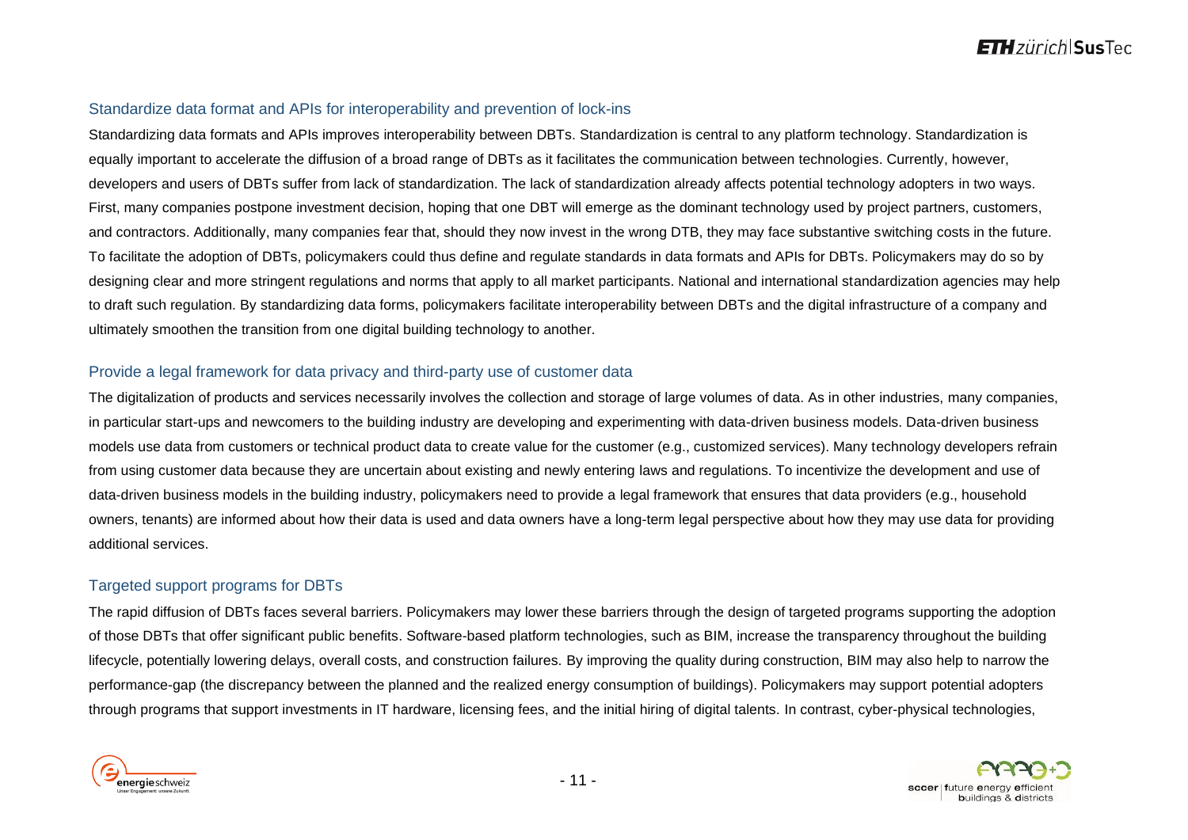### Standardize data format and APIs for interoperability and prevention of lock-ins

Standardizing data formats and APIs improves interoperability between DBTs. Standardization is central to any platform technology. Standardization is equally important to accelerate the diffusion of a broad range of DBTs as it facilitates the communication between technologies. Currently, however, developers and users of DBTs suffer from lack of standardization. The lack of standardization already affects potential technology adopters in two ways. First, many companies postpone investment decision, hoping that one DBT will emerge as the dominant technology used by project partners, customers, and contractors. Additionally, many companies fear that, should they now invest in the wrong DTB, they may face substantive switching costs in the future. To facilitate the adoption of DBTs, policymakers could thus define and regulate standards in data formats and APIs for DBTs. Policymakers may do so by designing clear and more stringent regulations and norms that apply to all market participants. National and international standardization agencies may help to draft such regulation. By standardizing data forms, policymakers facilitate interoperability between DBTs and the digital infrastructure of a company and ultimately smoothen the transition from one digital building technology to another.

### Provide a legal framework for data privacy and third-party use of customer data

The digitalization of products and services necessarily involves the collection and storage of large volumes of data. As in other industries, many companies, in particular start-ups and newcomers to the building industry are developing and experimenting with data-driven business models. Data-driven business models use data from customers or technical product data to create value for the customer (e.g., customized services). Many technology developers refrain from using customer data because they are uncertain about existing and newly entering laws and regulations. To incentivize the development and use of data-driven business models in the building industry, policymakers need to provide a legal framework that ensures that data providers (e.g., household owners, tenants) are informed about how their data is used and data owners have a long-term legal perspective about how they may use data for providing additional services.

### Targeted support programs for DBTs

The rapid diffusion of DBTs faces several barriers. Policymakers may lower these barriers through the design of targeted programs supporting the adoption of those DBTs that offer significant public benefits. Software-based platform technologies, such as BIM, increase the transparency throughout the building lifecycle, potentially lowering delays, overall costs, and construction failures. By improving the quality during construction, BIM may also help to narrow the performance-gap (the discrepancy between the planned and the realized energy consumption of buildings). Policymakers may support potential adopters through programs that support investments in IT hardware, licensing fees, and the initial hiring of digital talents. In contrast, cyber-physical technologies,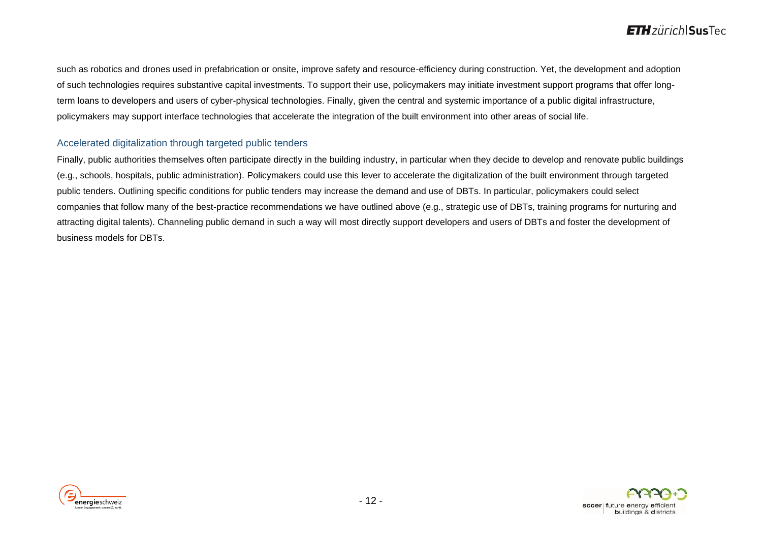such as robotics and drones used in prefabrication or onsite, improve safety and resource-efficiency during construction. Yet, the development and adoption of such technologies requires substantive capital investments. To support their use, policymakers may initiate investment support programs that offer long-term loans to developers and users of cyber-physical technologies. Finally, given the central and systemic importance of a public digital infrastructure, policymakers may support interface technologies that accelerate the integration of the built environment into other areas of social life.

### Accelerated digitalization through targeted public tenders

Finally, public authorities themselves often participate directly in the building industry, in particular when they decide to develop and renovate public buildings (e.g., schools, hospitals, public administration). Policymakers could use this lever to accelerate the digitalization of the built environment through targeted public tenders. Outlining specific conditions for public tenders may increase the demand and use of DBTs. In particular, policymakers could select companies that follow many of the best-practice recommendations we have outlined above (e.g., strategic use of DBTs, training programs for nurturing and attracting digital talents). Channeling public demand in such a way will most directly support developers and users of DBTs and foster the development of business models for DBTs.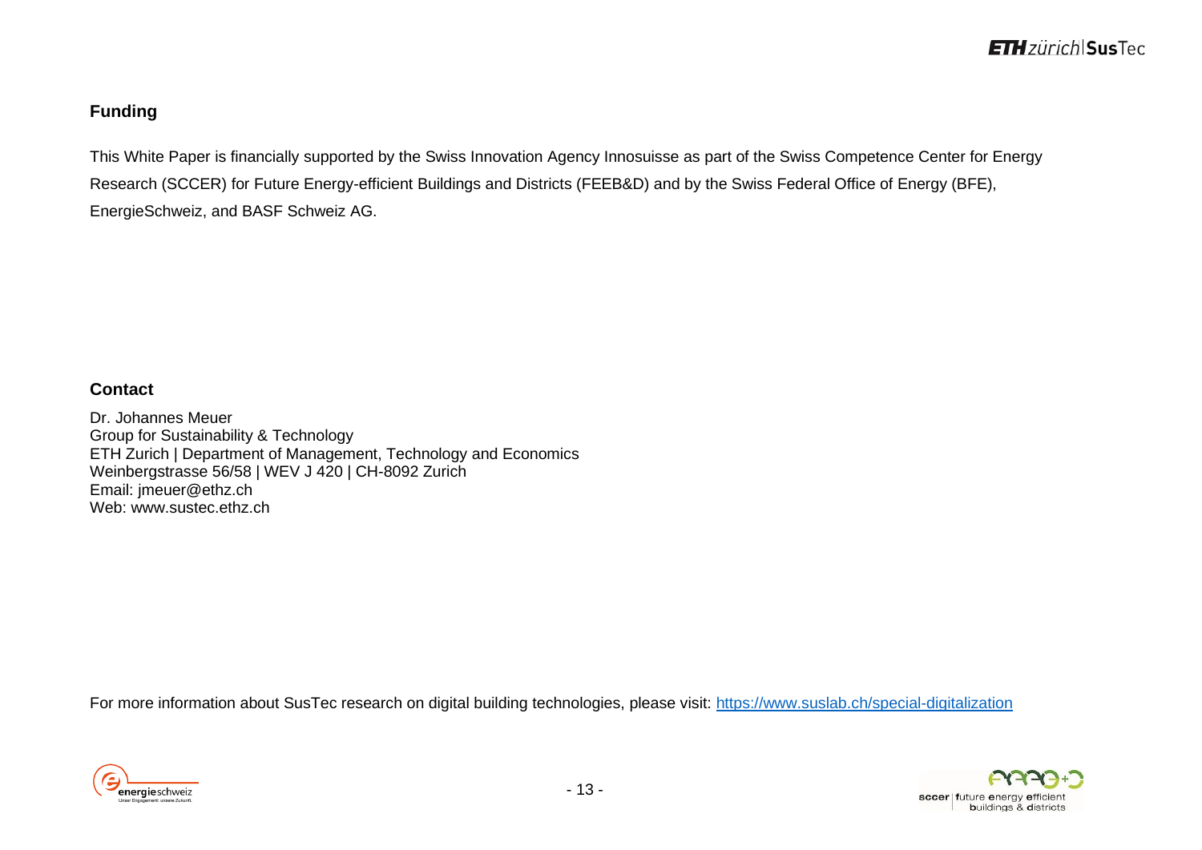## Funding

This White Paper is financially supported by the Swiss Innovation Agency Innosuisse as part of the Swiss Competence Center for Energy Research (SCCER) for Future Energy-efficient Buildings and Districts (FEEB&D) and by the Swiss Federal Office of Energy (BFE), EnergieSchweiz, and BASF Schweiz AG.

## Contact

Dr. Johannes Meuer
Group for Sustainability & Technology
ETH Zurich | Department of Management, Technology and Economics
Weinbergstrasse 56/58 | WEV J 420 | CH-8092 Zurich
Email: jmeuer@ethz.ch
Web: www.sustec.ethz.ch

For more information about SusTec research on digital building technologies, please visit: https://www.suslab.ch/special-digitalization